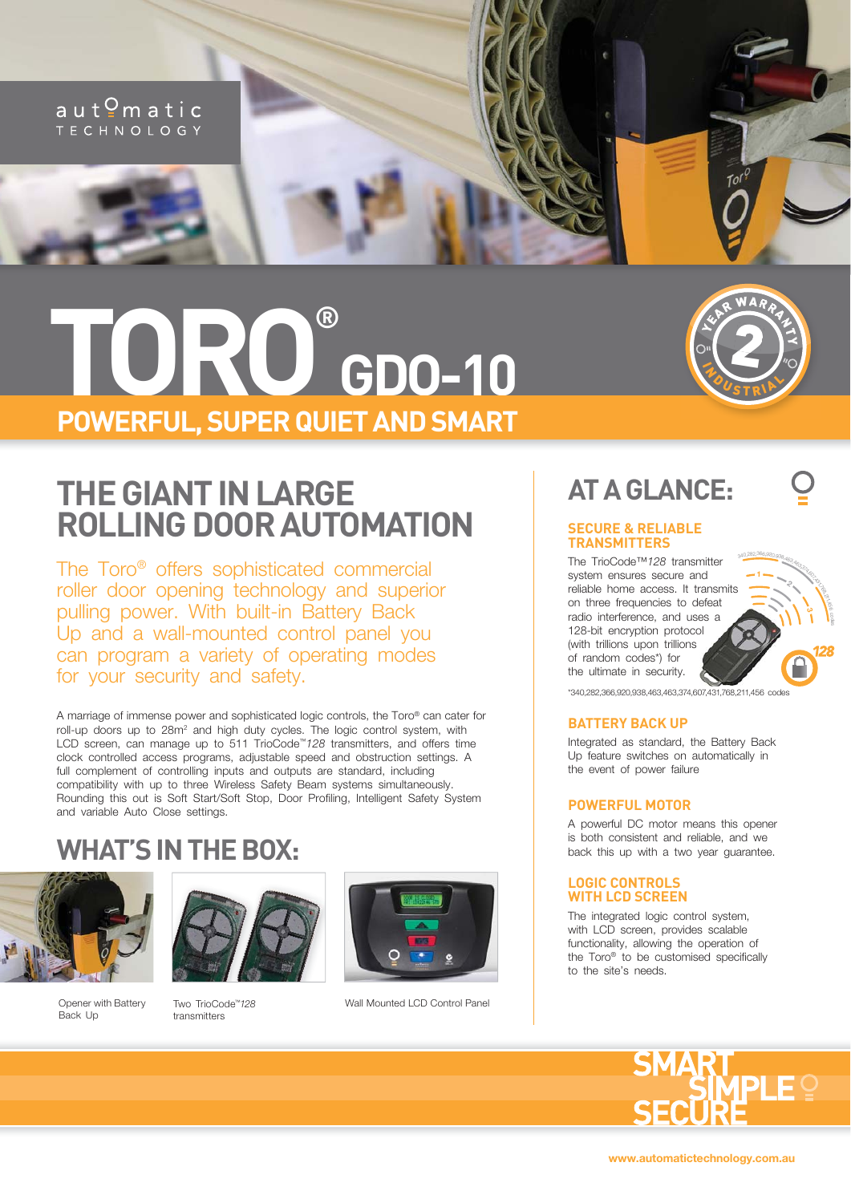automatic TECHNOLOGY

# TORO® GDO-10

## POWERFUL, SUPER QUIET AND SMART

2 YEAR WARRANTY INDUSTRIAL

## THE GIANT IN LARGE ROLLING DOOR AUTOMATION

The Toro® offers sophisticated commercial roller door opening technology and superior pulling power. With built-in Battery Back Up and a wall-mounted control panel you can program a variety of operating modes for your security and safety.

A marriage of immense power and sophisticated logic controls, the Toro® can cater for roll-up doors up to 28m² and high duty cycles. The logic control system, with LCD screen, can manage up to 511 TrioCode™*128* transmitters, and offers time clock controlled access programs, adjustable speed and obstruction settings. A full complement of controlling inputs and outputs are standard, including compatibility with up to three Wireless Safety Beam systems simultaneously. Rounding this out is Soft Start/Soft Stop, Door Profiling, Intelligent Safety System and variable Auto Close settings.

## WHAT'S IN THE BOX:

Opener with Battery Back Up

Two TrioCode™*128* transmitters

Wall Mounted LCD Control Panel

## AT A GLANCE:

### SECURE & RELIABLE TRANSMITTERS

The TrioCode™*128* transmitter system ensures secure and reliable home access. It transmits on three frequencies to defeat radio interference, and uses a 128-bit encryption protocol (with trillions upon trillions of random codes*) for the ultimate in security.

*340,282,366,920,938,463,463,374,607,431,768,211,456 codes

### BATTERY BACK UP

Integrated as standard, the Battery Back Up feature switches on automatically in the event of power failure

### POWERFUL MOTOR

A powerful DC motor means this opener is both consistent and reliable, and we back this up with a two year guarantee.

### LOGIC CONTROLS WITH LCD SCREEN

The integrated logic control system, with LCD screen, provides scalable functionality, allowing the operation of the Toro® to be customised specifically to the site's needs.

SMART SIMPLE SECURE

www.automatictechnology.com.au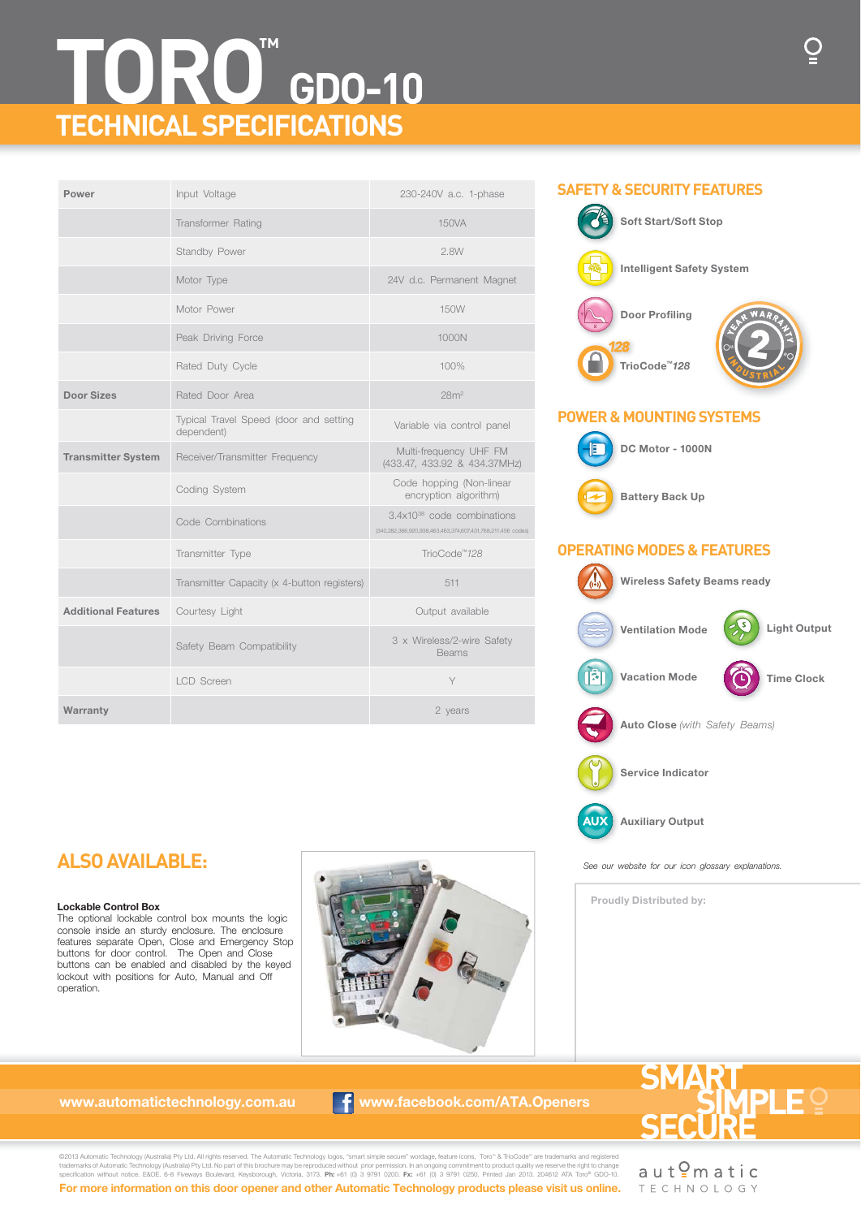# TORO™ GDO-10

## TECHNICAL SPECIFICATIONS

| | | |
|---|---|---|
| **Power** | Input Voltage | 230-240V a.c. 1-phase |
| | Transformer Rating | 150VA |
| | Standby Power | 2.8W |
| | Motor Type | 24V d.c. Permanent Magnet |
| | Motor Power | 150W |
| | Peak Driving Force | 1000N |
| | Rated Duty Cycle | 100% |
| **Door Sizes** | Rated Door Area | 28m² |
| | Typical Travel Speed (door and setting dependent) | Variable via control panel |
| **Transmitter System** | Receiver/Transmitter Frequency | Multi-frequency UHF FM (433.47, 433.92 & 434.37MHz) |
| | Coding System | Code hopping (Non-linear encryption algorithm) |
| | Code Combinations | $3.4 \times 10^{38}$ code combinations (340,282,366,920,938,463,463,374,607,431,768,211,456 codes) |
| | Transmitter Type | TrioCode™*128* |
| | Transmitter Capacity (x 4-button registers) | 511 |
| **Additional Features** | Courtesy Light | Output available |
| | Safety Beam Compatibility | 3 x Wireless/2-wire Safety Beams |
| | LCD Screen | Y |
| **Warranty** | | 2 years |

## SAFETY & SECURITY FEATURES

- Soft Start/Soft Stop
- Intelligent Safety System
- Door Profiling
- TrioCode™*128*

2 Year Warranty Industrial

## POWER & MOUNTING SYSTEMS

- DC Motor - 1000N
- Battery Back Up

## OPERATING MODES & FEATURES

- Wireless Safety Beams ready
- Ventilation Mode
- Light Output
- Vacation Mode
- Time Clock
- Auto Close *(with Safety Beams)*
- Service Indicator
- Auxiliary Output

*See our website for our icon glossary explanations.*

## ALSO AVAILABLE:

**Lockable Control Box**
The optional lockable control box mounts the logic console inside an sturdy enclosure. The enclosure features separate Open, Close and Emergency Stop buttons for door control. The Open and Close buttons can be enabled and disabled by the keyed lockout with positions for Auto, Manual and Off operation.

Proudly Distributed by:

www.automatictechnology.com.au www.facebook.com/ATA.Openers

SMART SIMPLE SECURE

©2013 Automatic Technology (Australia) Pty Ltd. All rights reserved. The Automatic Technology logos, "smart simple secure" wordage, feature icons, Toro™ & TrioCode™ are trademarks and registered trademarks of Automatic Technology (Australia) Pty Ltd. No part of this brochure may be reproduced without prior permission. In an ongoing commitment to product quality we reserve the right to change specification without notice. E&OE. 6-8 Fiveways Boulevard, Keysborough, Victoria, 3173. **Ph:** +61 (0) 3 9791 0200. **Fx:** +61 (0) 3 9791 0250. Printed Jan 2013. 204612 ATA Toro® GDO-10.

**For more information on this door opener and other Automatic Technology products please visit us online.**

automatic TECHNOLOGY